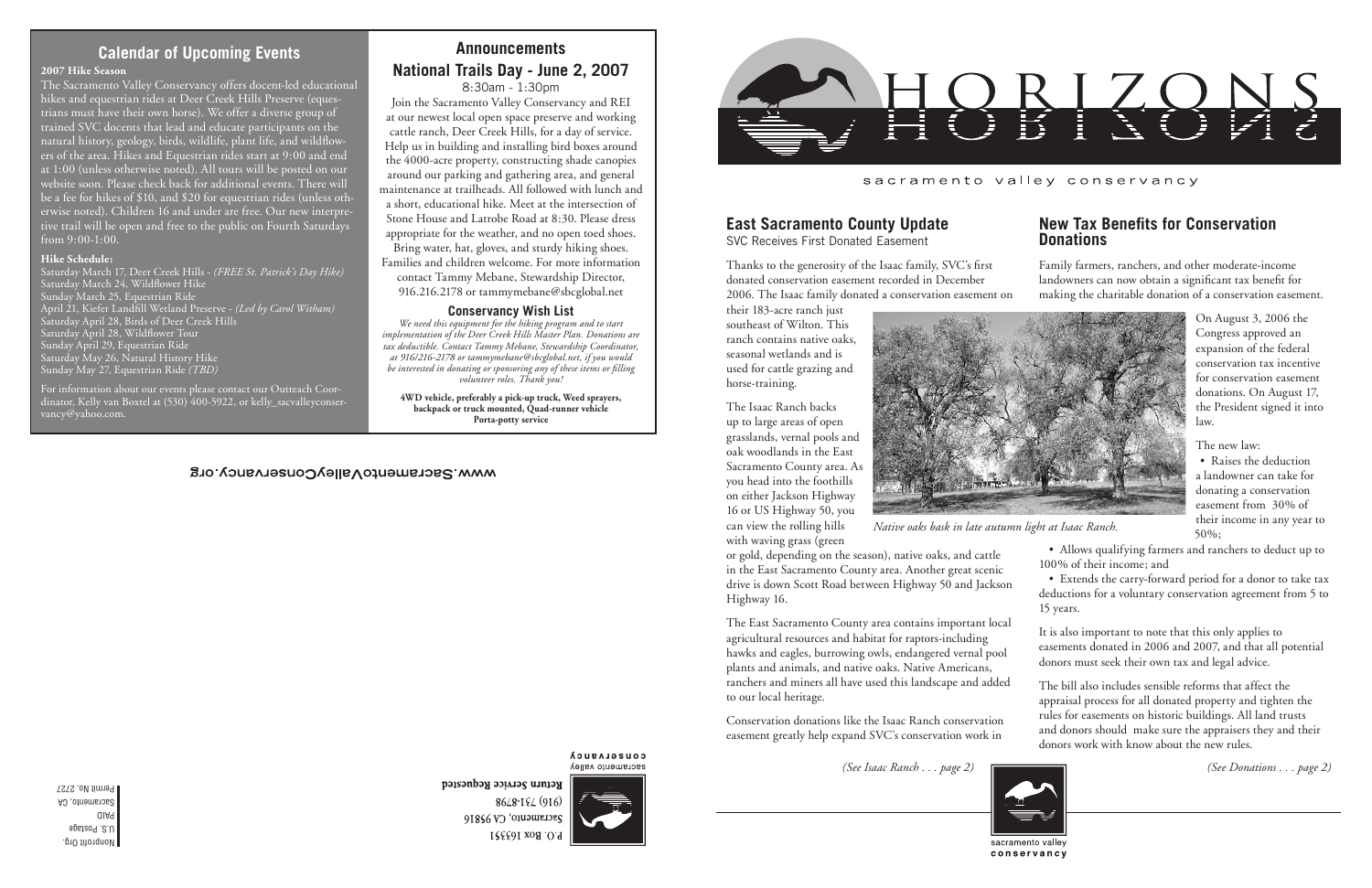## Calendar of Upcoming Events

**2007 Hike Season**

The Sacramento Valley Conservancy offers docent-led educational hikes and equestrian rides at Deer Creek Hills Preserve (equestrians must have their own horse). We offer a diverse group of trained SVC docents that lead and educate participants on the natural history, geology, birds, wildlife, plant life, and wildflowers of the area. Hikes and Equestrian rides start at 9:00 and end at 1:00 (unless otherwise noted). All tours will be posted on our website soon. Please check back for additional events. There will be a fee for hikes of $10, and $20 for equestrian rides (unless otherwise noted). Children 16 and under are free. Our new interpretive trail will be open and free to the public on Fourth Saturdays from 9:00-1:00.

**Hike Schedule:**

Saturday March 17, Deer Creek Hills - *(FREE St. Patrick's Day Hike)*
Saturday March 24, Wildflower Hike
Sunday March 25, Equestrian Ride
April 21, Kiefer Landfill Wetland Preserve - *(Led by Carol Witham)*
Saturday April 28, Birds of Deer Creek Hills
Saturday April 28, Wildflower Tour
Sunday April 29, Equestrian Ride
Saturday May 26, Natural History Hike
Sunday May 27, Equestrian Ride *(TBD)*

For information about our events please contact our Outreach Coordinator, Kelly van Boxtel at (530) 400-5922, or kelly_sacvalleyconservancy@yahoo.com.

## Announcements

### National Trails Day - June 2, 2007

8:30am - 1:30pm

Join the Sacramento Valley Conservancy and REI at our newest local open space preserve and working cattle ranch, Deer Creek Hills, for a day of service. Help us in building and installing bird boxes around the 4000-acre property, constructing shade canopies around our parking and gathering area, and general maintenance at trailheads. All followed with lunch and a short, educational hike. Meet at the intersection of Stone House and Latrobe Road at 8:30. Please dress appropriate for the weather, and no open toed shoes. Bring water, hat, gloves, and sturdy hiking shoes. Families and children welcome. For more information contact Tammy Mebane, Stewardship Director, 916.216.2178 or tammymebane@sbcglobal.net

### Conservancy Wish List

*We need this equipment for the hiking program and to start implementation of the Deer Creek Hills Master Plan. Donations are tax deductible. Contact Tammy Mebane, Stewardship Coordinator, at 916/216-2178 or tammymebane@sbcglobal.net, if you would be interested in donating or sponsoring any of these items or filling volunteer roles. Thank you!*

**4WD vehicle, preferably a pick-up truck, Weed sprayers, backpack or truck mounted, Quad-runner vehicle Porta-potty service**

www.SacramentoValleyConservancy.org

sacramento valley conservancy
P.O. Box 163351
Sacramento, CA 95816
(916) 731-8798
**Return Service Requested**

Nonprofit Org.
U.S. Postage
PAID
Sacramento, CA
Permit No. 2727

# HORIZONS

sacramento valley conservancy

## East Sacramento County Update

SVC Receives First Donated Easement

Thanks to the generosity of the Isaac family, SVC's first donated conservation easement recorded in December 2006. The Isaac family donated a conservation easement on their 183-acre ranch just southeast of Wilton. This ranch contains native oaks, seasonal wetlands and is used for cattle grazing and horse-training.

The Isaac Ranch backs up to large areas of open grasslands, vernal pools and oak woodlands in the East Sacramento County area. As you head into the foothills on either Jackson Highway 16 or US Highway 50, you can view the rolling hills with waving grass (green or gold, depending on the season), native oaks, and cattle in the East Sacramento County area. Another great scenic drive is down Scott Road between Highway 50 and Jackson Highway 16.

*Native oaks bask in late autumn light at Isaac Ranch.*

The East Sacramento County area contains important local agricultural resources and habitat for raptors-including hawks and eagles, burrowing owls, endangered vernal pool plants and animals, and native oaks. Native Americans, ranchers and miners all have used this landscape and added to our local heritage.

Conservation donations like the Isaac Ranch conservation easement greatly help expand SVC's conservation work in

*(See Isaac Ranch . . . page 2)*

## New Tax Benefits for Conservation Donations

Family farmers, ranchers, and other moderate-income landowners can now obtain a significant tax benefit for making the charitable donation of a conservation easement.

On August 3, 2006 the Congress approved an expansion of the federal conservation tax incentive for conservation easement donations. On August 17, the President signed it into law.

The new law:

- Raises the deduction a landowner can take for donating a conservation easement from 30% of their income in any year to 50%;
- Allows qualifying farmers and ranchers to deduct up to 100% of their income; and
- Extends the carry-forward period for a donor to take tax deductions for a voluntary conservation agreement from 5 to 15 years.

It is also important to note that this only applies to easements donated in 2006 and 2007, and that all potential donors must seek their own tax and legal advice.

The bill also includes sensible reforms that affect the appraisal process for all donated property and tighten the rules for easements on historic buildings. All land trusts and donors should make sure the appraisers they and their donors work with know about the new rules.

*(See Donations . . . page 2)*

sacramento valley conservancy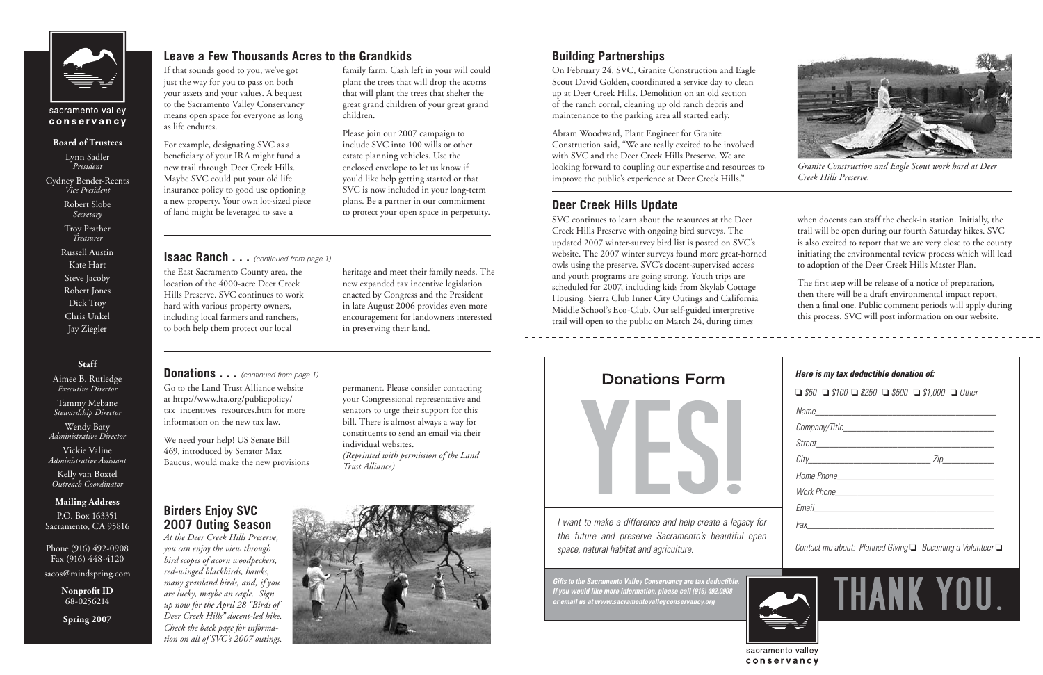sacramento valley
**conservancy**

**Board of Trustees**

Lynn Sadler
*President*

Cydney Bender-Reents
*Vice President*

Robert Slobe
*Secretary*

Troy Prather
*Treasurer*

Russell Austin
Kate Hart
Steve Jacoby
Robert Jones
Dick Troy
Chris Unkel
Jay Ziegler

**Staff**

Aimee B. Rutledge
*Executive Director*

Tammy Mebane
*Stewardship Director*

Wendy Baty
*Administrative Director*

Vickie Valine
*Administrative Assistant*

Kelly van Boxtel
*Outreach Coordinator*

**Mailing Address**

P.O. Box 163351
Sacramento, CA 95816

Phone (916) 492-0908
Fax (916) 448-4120

sacos@mindspring.com

**Nonprofit ID**
68-0256214

**Spring 2007**

## Leave a Few Thousands Acres to the Grandkids

If that sounds good to you, we've got just the way for you to pass on both your assets and your values. A bequest to the Sacramento Valley Conservancy means open space for everyone as long as life endures.

For example, designating SVC as a beneficiary of your IRA might fund a new trail through Deer Creek Hills. Maybe SVC could put your old life insurance policy to good use optioning a new property. Your own lot-sized piece of land might be leveraged to save a family farm. Cash left in your will could plant the trees that will drop the acorns that will plant the trees that shelter the great grand children of your great grand children.

Please join our 2007 campaign to include SVC into 100 wills or other estate planning vehicles. Use the enclosed envelope to let us know if you'd like help getting started or that SVC is now included in your long-term plans. Be a partner in our commitment to protect your open space in perpetuity.

## Isaac Ranch . . . *(continued from page 1)*

the East Sacramento County area, the location of the 4000-acre Deer Creek Hills Preserve. SVC continues to work hard with various property owners, including local farmers and ranchers, to both help them protect our local heritage and meet their family needs. The new expanded tax incentive legislation enacted by Congress and the President in late August 2006 provides even more encouragement for landowners interested in preserving their land.

## Donations . . . *(continued from page 1)*

Go to the Land Trust Alliance website at http://www.lta.org/publicpolicy/tax_incentives_resources.htm for more information on the new tax law.

We need your help! US Senate Bill 469, introduced by Senator Max Baucus, would make the new provisions permanent. Please consider contacting your Congressional representative and senators to urge their support for this bill. There is almost always a way for constituents to send an email via their individual websites.
*(Reprinted with permission of the Land Trust Alliance)*

## Birders Enjoy SVC 2007 Outing Season

*At the Deer Creek Hills Preserve, you can enjoy the view through bird scopes of acorn woodpeckers, red-winged blackbirds, hawks, many grassland birds, and, if you are lucky, maybe an eagle. Sign up now for the April 28 "Birds of Deer Creek Hills" docent-led hike. Check the back page for information on all of SVC's 2007 outings.*

## Building Partnerships

On February 24, SVC, Granite Construction and Eagle Scout David Golden, coordinated a service day to clean up at Deer Creek Hills. Demolition on an old section of the ranch corral, cleaning up old ranch debris and maintenance to the parking area all started early.

Abram Woodward, Plant Engineer for Granite Construction said, "We are really excited to be involved with SVC and the Deer Creek Hills Preserve. We are looking forward to coupling our expertise and resources to improve the public's experience at Deer Creek Hills."

*Granite Construction and Eagle Scout work hard at Deer Creek Hills Preserve.*

## Deer Creek Hills Update

SVC continues to learn about the resources at the Deer Creek Hills Preserve with ongoing bird surveys. The updated 2007 winter-survey bird list is posted on SVC's website. The 2007 winter surveys found more great-horned owls using the preserve. SVC's docent-supervised access and youth programs are going strong. Youth trips are scheduled for 2007, including kids from Skylab Cottage Housing, Sierra Club Inner City Outings and California Middle School's Eco-Club. Our self-guided interpretive trail will open to the public on March 24, during times when docents can staff the check-in station. Initially, the trail will be open during our fourth Saturday hikes. SVC is also excited to report that we are very close to the county initiating the environmental review process which will lead to adoption of the Deer Creek Hills Master Plan.

The first step will be release of a notice of preparation, then there will be a draft environmental impact report, then a final one. Public comment periods will apply during this process. SVC will post information on our website.

## Donations Form

# YES!

*I want to make a difference and help create a legacy for the future and preserve Sacramento's beautiful open space, natural habitat and agriculture.*

***Gifts to the Sacramento Valley Conservancy are tax deductible. If you would like more information, please call (916) 492.0908 or email us at www.sacramentovalleyconservancy.org***

***Here is my tax deductible donation of:***

❑ $50 ❑ $100 ❑ $250 ❑ $500 ❑ $1,000 ❑ Other

Name_______________________________

Company/Title_______________________________

Street_______________________________

City_______________________ Zip__________

Home Phone_______________________________

Work Phone_______________________________

Email_______________________________

Fax_______________________________

Contact me about: Planned Giving ❑ Becoming a Volunteer ❑

# THANK YOU.

sacramento valley
**conservancy**